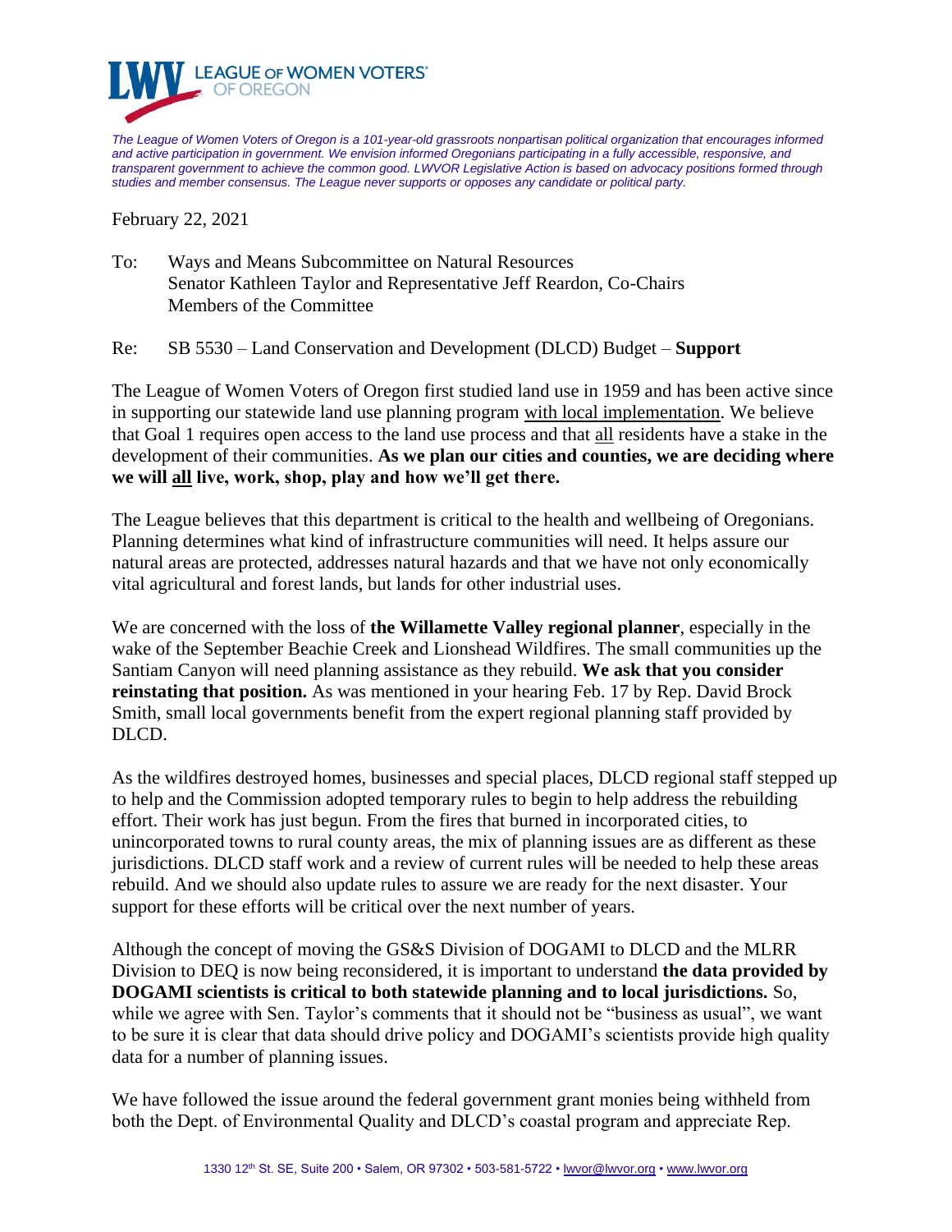LEAGUE OF WOMEN VOTERS® OF OREGON

*The League of Women Voters of Oregon is a 101-year-old grassroots nonpartisan political organization that encourages informed and active participation in government. We envision informed Oregonians participating in a fully accessible, responsive, and transparent government to achieve the common good. LWVOR Legislative Action is based on advocacy positions formed through studies and member consensus. The League never supports or opposes any candidate or political party.*

February 22, 2021

To: Ways and Means Subcommittee on Natural Resources
Senator Kathleen Taylor and Representative Jeff Reardon, Co-Chairs
Members of the Committee

Re: SB 5530 – Land Conservation and Development (DLCD) Budget – **Support**

The League of Women Voters of Oregon first studied land use in 1959 and has been active since in supporting our statewide land use planning program with local implementation. We believe that Goal 1 requires open access to the land use process and that all residents have a stake in the development of their communities. **As we plan our cities and counties, we are deciding where we will all live, work, shop, play and how we'll get there.**

The League believes that this department is critical to the health and wellbeing of Oregonians. Planning determines what kind of infrastructure communities will need. It helps assure our natural areas are protected, addresses natural hazards and that we have not only economically vital agricultural and forest lands, but lands for other industrial uses.

We are concerned with the loss of **the Willamette Valley regional planner**, especially in the wake of the September Beachie Creek and Lionshead Wildfires. The small communities up the Santiam Canyon will need planning assistance as they rebuild. **We ask that you consider reinstating that position.** As was mentioned in your hearing Feb. 17 by Rep. David Brock Smith, small local governments benefit from the expert regional planning staff provided by DLCD.

As the wildfires destroyed homes, businesses and special places, DLCD regional staff stepped up to help and the Commission adopted temporary rules to begin to help address the rebuilding effort. Their work has just begun. From the fires that burned in incorporated cities, to unincorporated towns to rural county areas, the mix of planning issues are as different as these jurisdictions. DLCD staff work and a review of current rules will be needed to help these areas rebuild. And we should also update rules to assure we are ready for the next disaster. Your support for these efforts will be critical over the next number of years.

Although the concept of moving the GS&S Division of DOGAMI to DLCD and the MLRR Division to DEQ is now being reconsidered, it is important to understand **the data provided by DOGAMI scientists is critical to both statewide planning and to local jurisdictions.** So, while we agree with Sen. Taylor's comments that it should not be "business as usual", we want to be sure it is clear that data should drive policy and DOGAMI's scientists provide high quality data for a number of planning issues.

We have followed the issue around the federal government grant monies being withheld from both the Dept. of Environmental Quality and DLCD's coastal program and appreciate Rep.

1330 12th St. SE, Suite 200 • Salem, OR 97302 • 503-581-5722 • lwvor@lwvor.org • www.lwvor.org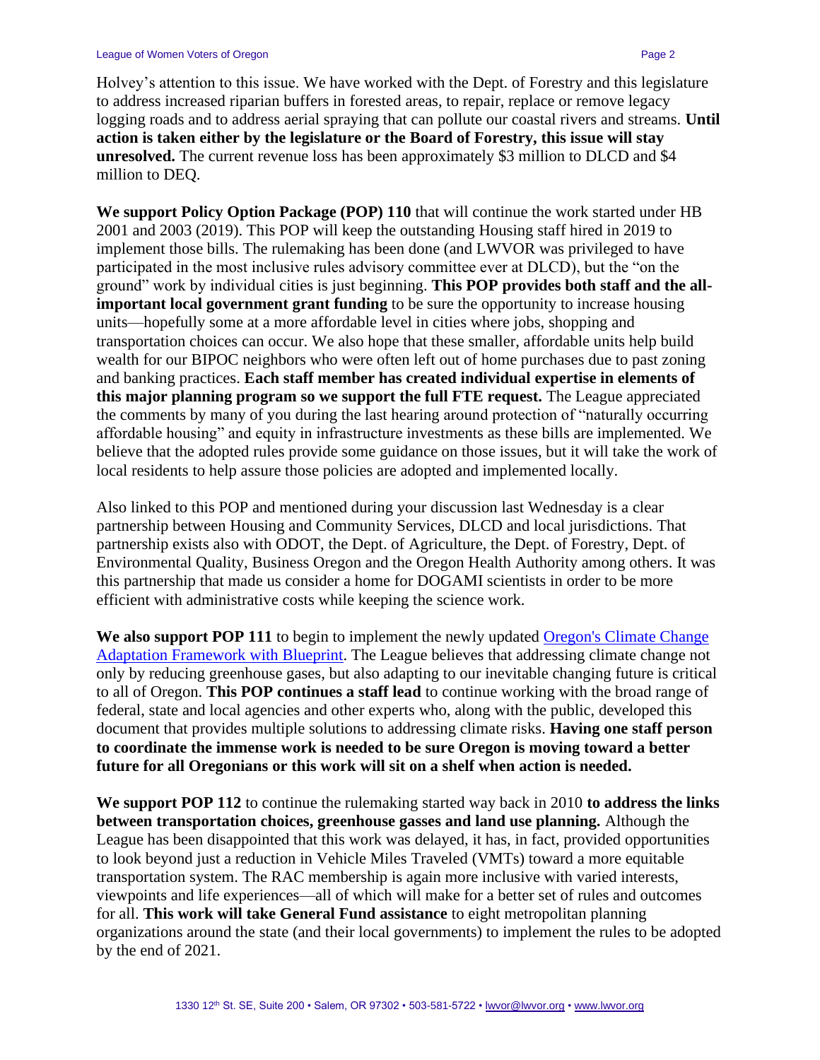Holvey's attention to this issue. We have worked with the Dept. of Forestry and this legislature to address increased riparian buffers in forested areas, to repair, replace or remove legacy logging roads and to address aerial spraying that can pollute our coastal rivers and streams. **Until action is taken either by the legislature or the Board of Forestry, this issue will stay unresolved.** The current revenue loss has been approximately $3 million to DLCD and $4 million to DEQ.

**We support Policy Option Package (POP) 110** that will continue the work started under HB 2001 and 2003 (2019). This POP will keep the outstanding Housing staff hired in 2019 to implement those bills. The rulemaking has been done (and LWVOR was privileged to have participated in the most inclusive rules advisory committee ever at DLCD), but the "on the ground" work by individual cities is just beginning. **This POP provides both staff and the all-important local government grant funding** to be sure the opportunity to increase housing units—hopefully some at a more affordable level in cities where jobs, shopping and transportation choices can occur. We also hope that these smaller, affordable units help build wealth for our BIPOC neighbors who were often left out of home purchases due to past zoning and banking practices. **Each staff member has created individual expertise in elements of this major planning program so we support the full FTE request.** The League appreciated the comments by many of you during the last hearing around protection of "naturally occurring affordable housing" and equity in infrastructure investments as these bills are implemented. We believe that the adopted rules provide some guidance on those issues, but it will take the work of local residents to help assure those policies are adopted and implemented locally.

Also linked to this POP and mentioned during your discussion last Wednesday is a clear partnership between Housing and Community Services, DLCD and local jurisdictions. That partnership exists also with ODOT, the Dept. of Agriculture, the Dept. of Forestry, Dept. of Environmental Quality, Business Oregon and the Oregon Health Authority among others. It was this partnership that made us consider a home for DOGAMI scientists in order to be more efficient with administrative costs while keeping the science work.

**We also support POP 111** to begin to implement the newly updated Oregon's Climate Change Adaptation Framework with Blueprint. The League believes that addressing climate change not only by reducing greenhouse gases, but also adapting to our inevitable changing future is critical to all of Oregon. **This POP continues a staff lead** to continue working with the broad range of federal, state and local agencies and other experts who, along with the public, developed this document that provides multiple solutions to addressing climate risks. **Having one staff person to coordinate the immense work is needed to be sure Oregon is moving toward a better future for all Oregonians or this work will sit on a shelf when action is needed.**

**We support POP 112** to continue the rulemaking started way back in 2010 **to address the links between transportation choices, greenhouse gasses and land use planning.** Although the League has been disappointed that this work was delayed, it has, in fact, provided opportunities to look beyond just a reduction in Vehicle Miles Traveled (VMTs) toward a more equitable transportation system. The RAC membership is again more inclusive with varied interests, viewpoints and life experiences—all of which will make for a better set of rules and outcomes for all. **This work will take General Fund assistance** to eight metropolitan planning organizations around the state (and their local governments) to implement the rules to be adopted by the end of 2021.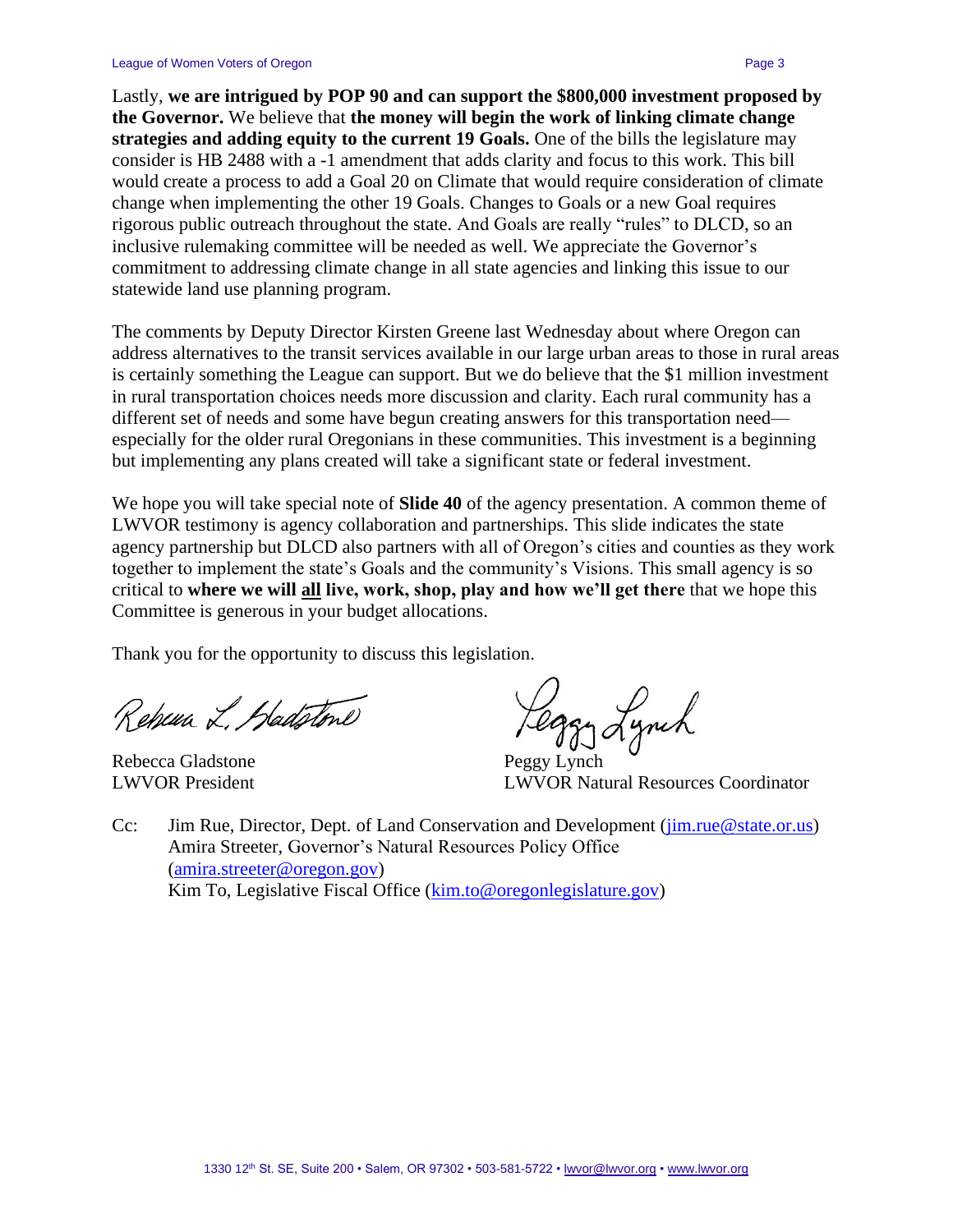Lastly, **we are intrigued by POP 90 and can support the $800,000 investment proposed by the Governor.** We believe that **the money will begin the work of linking climate change strategies and adding equity to the current 19 Goals.** One of the bills the legislature may consider is HB 2488 with a -1 amendment that adds clarity and focus to this work. This bill would create a process to add a Goal 20 on Climate that would require consideration of climate change when implementing the other 19 Goals. Changes to Goals or a new Goal requires rigorous public outreach throughout the state. And Goals are really "rules" to DLCD, so an inclusive rulemaking committee will be needed as well. We appreciate the Governor's commitment to addressing climate change in all state agencies and linking this issue to our statewide land use planning program.

The comments by Deputy Director Kirsten Greene last Wednesday about where Oregon can address alternatives to the transit services available in our large urban areas to those in rural areas is certainly something the League can support. But we do believe that the $1 million investment in rural transportation choices needs more discussion and clarity. Each rural community has a different set of needs and some have begun creating answers for this transportation need—especially for the older rural Oregonians in these communities. This investment is a beginning but implementing any plans created will take a significant state or federal investment.

We hope you will take special note of **Slide 40** of the agency presentation. A common theme of LWVOR testimony is agency collaboration and partnerships. This slide indicates the state agency partnership but DLCD also partners with all of Oregon's cities and counties as they work together to implement the state's Goals and the community's Visions. This small agency is so critical to **where we will <u>all</u> live, work, shop, play and how we'll get there** that we hope this Committee is generous in your budget allocations.

Thank you for the opportunity to discuss this legislation.

Rebecca Gladstone
LWVOR President

Peggy Lynch
LWVOR Natural Resources Coordinator

Cc: Jim Rue, Director, Dept. of Land Conservation and Development (jim.rue@state.or.us)
Amira Streeter, Governor's Natural Resources Policy Office (amira.streeter@oregon.gov)
Kim To, Legislative Fiscal Office (kim.to@oregonlegislature.gov)

1330 12th St. SE, Suite 200 • Salem, OR 97302 • 503-581-5722 • lwvor@lwvor.org • www.lwvor.org